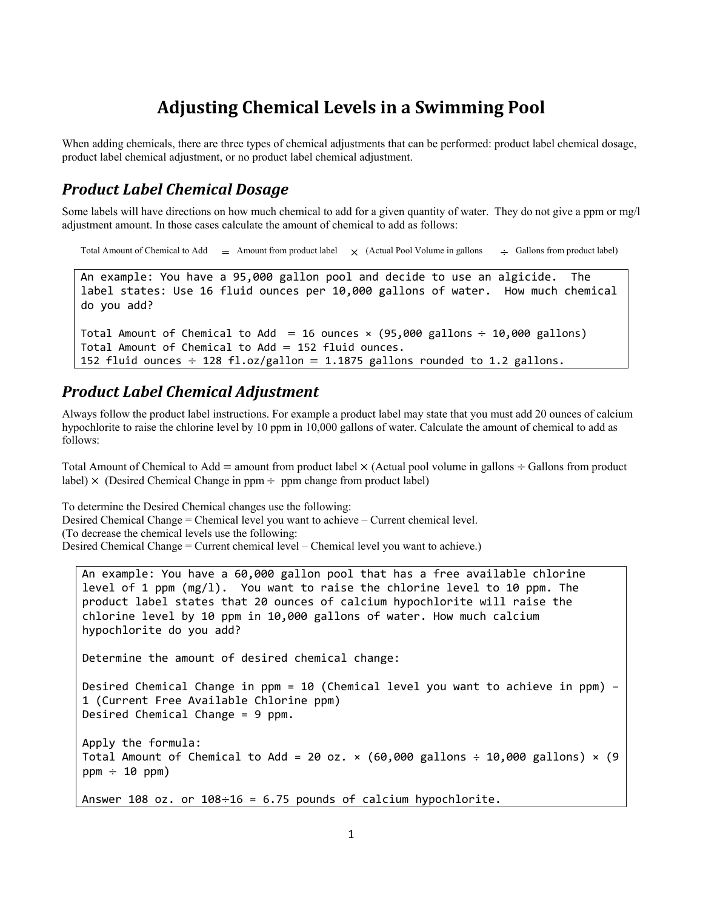# Adjusting Chemical Levels in a Swimming Pool

When adding chemicals, there are three types of chemical adjustments that can be performed: product label chemical dosage, product label chemical adjustment, or no product label chemical adjustment.

## *Product Label Chemical Dosage*

Some labels will have directions on how much chemical to add for a given quantity of water. They do not give a ppm or mg/l adjustment amount. In those cases calculate the amount of chemical to add as follows:

Total Amount of Chemical to Add = Amount from product label × (Actual Pool Volume in gallons ÷ Gallons from product label)

```
An example: You have a 95,000 gallon pool and decide to use an algicide. The
label states: Use 16 fluid ounces per 10,000 gallons of water. How much chemical
do you add?

Total Amount of Chemical to Add = 16 ounces × (95,000 gallons ÷ 10,000 gallons)
Total Amount of Chemical to Add = 152 fluid ounces.
152 fluid ounces ÷ 128 fl.oz/gallon = 1.1875 gallons rounded to 1.2 gallons.
```

## *Product Label Chemical Adjustment*

Always follow the product label instructions. For example a product label may state that you must add 20 ounces of calcium hypochlorite to raise the chlorine level by 10 ppm in 10,000 gallons of water. Calculate the amount of chemical to add as follows:

Total Amount of Chemical to Add = amount from product label × (Actual pool volume in gallons ÷ Gallons from product label) × (Desired Chemical Change in ppm ÷ ppm change from product label)

To determine the Desired Chemical changes use the following:
Desired Chemical Change = Chemical level you want to achieve – Current chemical level.
(To decrease the chemical levels use the following:
Desired Chemical Change = Current chemical level – Chemical level you want to achieve.)

```
An example: You have a 60,000 gallon pool that has a free available chlorine
level of 1 ppm (mg/l). You want to raise the chlorine level to 10 ppm. The
product label states that 20 ounces of calcium hypochlorite will raise the
chlorine level by 10 ppm in 10,000 gallons of water. How much calcium
hypochlorite do you add?

Determine the amount of desired chemical change:

Desired Chemical Change in ppm = 10 (Chemical level you want to achieve in ppm) –
1 (Current Free Available Chlorine ppm)
Desired Chemical Change = 9 ppm.

Apply the formula:
Total Amount of Chemical to Add = 20 oz. × (60,000 gallons ÷ 10,000 gallons) × (9
ppm ÷ 10 ppm)

Answer 108 oz. or 108÷16 = 6.75 pounds of calcium hypochlorite.
```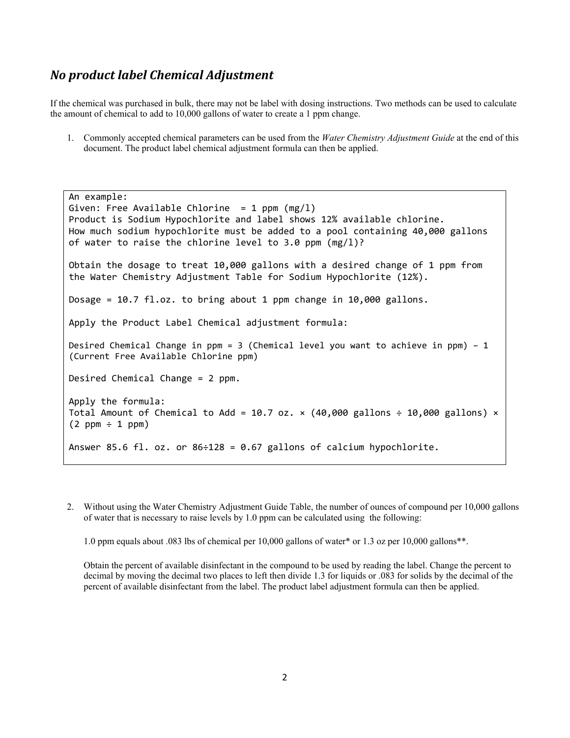## *No product label Chemical Adjustment*

If the chemical was purchased in bulk, there may not be label with dosing instructions. Two methods can be used to calculate the amount of chemical to add to 10,000 gallons of water to create a 1 ppm change.

1. Commonly accepted chemical parameters can be used from the *Water Chemistry Adjustment Guide* at the end of this document. The product label chemical adjustment formula can then be applied.

```
An example:
Given: Free Available Chlorine  = 1 ppm (mg/l)
Product is Sodium Hypochlorite and label shows 12% available chlorine.
How much sodium hypochlorite must be added to a pool containing 40,000 gallons
of water to raise the chlorine level to 3.0 ppm (mg/l)?

Obtain the dosage to treat 10,000 gallons with a desired change of 1 ppm from
the Water Chemistry Adjustment Table for Sodium Hypochlorite (12%).

Dosage = 10.7 fl.oz. to bring about 1 ppm change in 10,000 gallons.

Apply the Product Label Chemical adjustment formula:

Desired Chemical Change in ppm = 3 (Chemical level you want to achieve in ppm) – 1
(Current Free Available Chlorine ppm)

Desired Chemical Change = 2 ppm.

Apply the formula:
Total Amount of Chemical to Add = 10.7 oz. × (40,000 gallons ÷ 10,000 gallons) ×
(2 ppm ÷ 1 ppm)

Answer 85.6 fl. oz. or 86÷128 = 0.67 gallons of calcium hypochlorite.
```

2. Without using the Water Chemistry Adjustment Guide Table, the number of ounces of compound per 10,000 gallons of water that is necessary to raise levels by 1.0 ppm can be calculated using the following:

   1.0 ppm equals about .083 lbs of chemical per 10,000 gallons of water* or 1.3 oz per 10,000 gallons**.

   Obtain the percent of available disinfectant in the compound to be used by reading the label. Change the percent to decimal by moving the decimal two places to left then divide 1.3 for liquids or .083 for solids by the decimal of the percent of available disinfectant from the label. The product label adjustment formula can then be applied.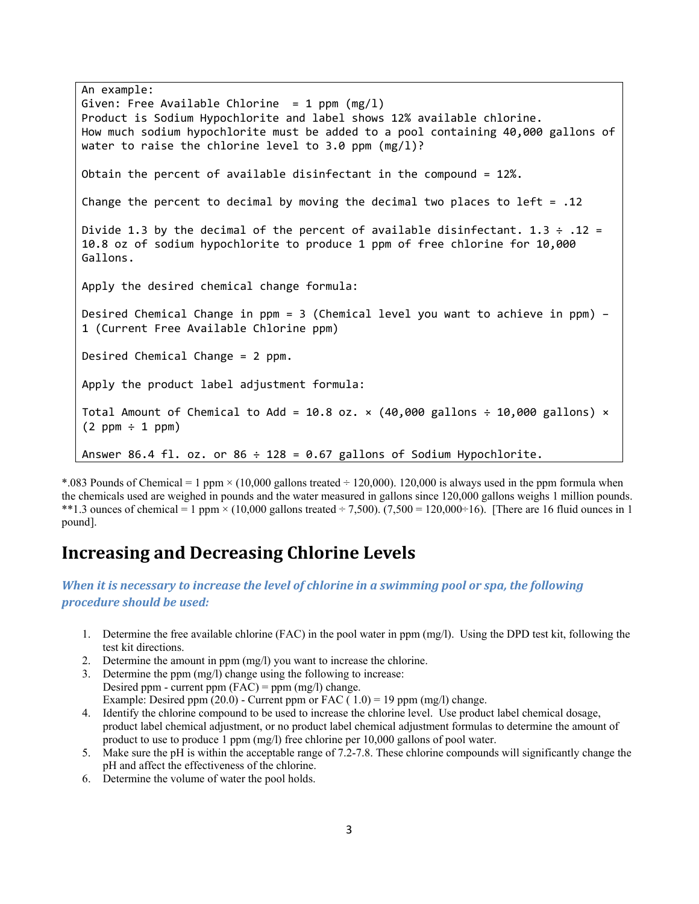```
An example:
Given: Free Available Chlorine  = 1 ppm (mg/l)
Product is Sodium Hypochlorite and label shows 12% available chlorine.
How much sodium hypochlorite must be added to a pool containing 40,000 gallons of
water to raise the chlorine level to 3.0 ppm (mg/l)?

Obtain the percent of available disinfectant in the compound = 12%.

Change the percent to decimal by moving the decimal two places to left = .12

Divide 1.3 by the decimal of the percent of available disinfectant. 1.3 ÷ .12 =
10.8 oz of sodium hypochlorite to produce 1 ppm of free chlorine for 10,000
Gallons.

Apply the desired chemical change formula:

Desired Chemical Change in ppm = 3 (Chemical level you want to achieve in ppm) –
1 (Current Free Available Chlorine ppm)

Desired Chemical Change = 2 ppm.

Apply the product label adjustment formula:

Total Amount of Chemical to Add = 10.8 oz. × (40,000 gallons ÷ 10,000 gallons) ×
(2 ppm ÷ 1 ppm)

Answer 86.4 fl. oz. or 86 ÷ 128 = 0.67 gallons of Sodium Hypochlorite.
```

*.083 Pounds of Chemical = 1 ppm × (10,000 gallons treated ÷ 120,000). 120,000 is always used in the ppm formula when the chemicals used are weighed in pounds and the water measured in gallons since 120,000 gallons weighs 1 million pounds.
**1.3 ounces of chemical = 1 ppm × (10,000 gallons treated ÷ 7,500). (7,500 = 120,000÷16). [There are 16 fluid ounces in 1 pound].

## Increasing and Decreasing Chlorine Levels

***When it is necessary to increase the level of chlorine in a swimming pool or spa, the following procedure should be used:***

1. Determine the free available chlorine (FAC) in the pool water in ppm (mg/l). Using the DPD test kit, following the test kit directions.
2. Determine the amount in ppm (mg/l) you want to increase the chlorine.
3. Determine the ppm (mg/l) change using the following to increase:
   Desired ppm - current ppm (FAC) = ppm (mg/l) change.
   Example: Desired ppm (20.0) - Current ppm or FAC ( 1.0) = 19 ppm (mg/l) change.
4. Identify the chlorine compound to be used to increase the chlorine level. Use product label chemical dosage, product label chemical adjustment, or no product label chemical adjustment formulas to determine the amount of product to use to produce 1 ppm (mg/l) free chlorine per 10,000 gallons of pool water.
5. Make sure the pH is within the acceptable range of 7.2-7.8. These chlorine compounds will significantly change the pH and affect the effectiveness of the chlorine.
6. Determine the volume of water the pool holds.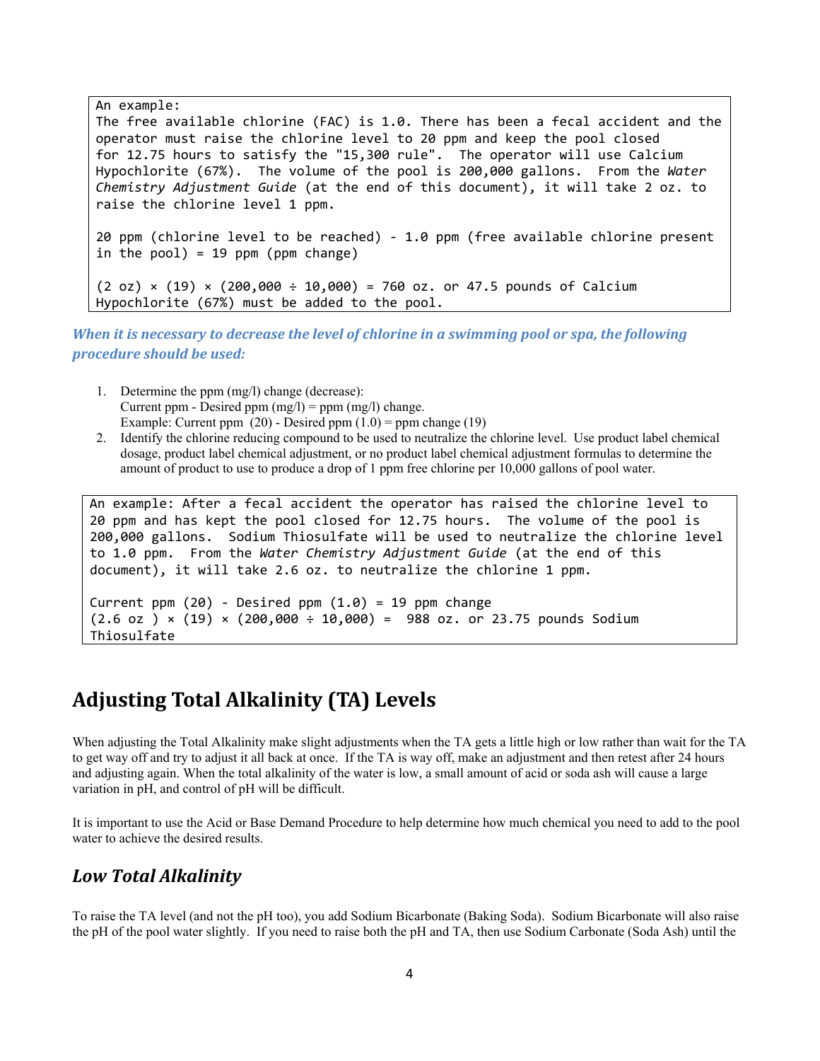```
An example:
The free available chlorine (FAC) is 1.0. There has been a fecal accident and the
operator must raise the chlorine level to 20 ppm and keep the pool closed
for 12.75 hours to satisfy the "15,300 rule".  The operator will use Calcium
Hypochlorite (67%).  The volume of the pool is 200,000 gallons.  From the Water
Chemistry Adjustment Guide (at the end of this document), it will take 2 oz. to
raise the chlorine level 1 ppm.

20 ppm (chlorine level to be reached) - 1.0 ppm (free available chlorine present
in the pool) = 19 ppm (ppm change)

(2 oz) × (19) × (200,000 ÷ 10,000) = 760 oz. or 47.5 pounds of Calcium
Hypochlorite (67%) must be added to the pool.
```

***When it is necessary to decrease the level of chlorine in a swimming pool or spa, the following procedure should be used:***

1. Determine the ppm (mg/l) change (decrease):
   Current ppm - Desired ppm (mg/l) = ppm (mg/l) change.
   Example: Current ppm (20) - Desired ppm (1.0) = ppm change (19)
2. Identify the chlorine reducing compound to be used to neutralize the chlorine level. Use product label chemical dosage, product label chemical adjustment, or no product label chemical adjustment formulas to determine the amount of product to use to produce a drop of 1 ppm free chlorine per 10,000 gallons of pool water.

```
An example: After a fecal accident the operator has raised the chlorine level to
20 ppm and has kept the pool closed for 12.75 hours.  The volume of the pool is
200,000 gallons.  Sodium Thiosulfate will be used to neutralize the chlorine level
to 1.0 ppm.  From the Water Chemistry Adjustment Guide (at the end of this
document), it will take 2.6 oz. to neutralize the chlorine 1 ppm.

Current ppm (20) - Desired ppm (1.0) = 19 ppm change
(2.6 oz ) × (19) × (200,000 ÷ 10,000) =  988 oz. or 23.75 pounds Sodium
Thiosulfate
```

## Adjusting Total Alkalinity (TA) Levels

When adjusting the Total Alkalinity make slight adjustments when the TA gets a little high or low rather than wait for the TA to get way off and try to adjust it all back at once. If the TA is way off, make an adjustment and then retest after 24 hours and adjusting again. When the total alkalinity of the water is low, a small amount of acid or soda ash will cause a large variation in pH, and control of pH will be difficult.

It is important to use the Acid or Base Demand Procedure to help determine how much chemical you need to add to the pool water to achieve the desired results.

### *Low Total Alkalinity*

To raise the TA level (and not the pH too), you add Sodium Bicarbonate (Baking Soda). Sodium Bicarbonate will also raise the pH of the pool water slightly. If you need to raise both the pH and TA, then use Sodium Carbonate (Soda Ash) until the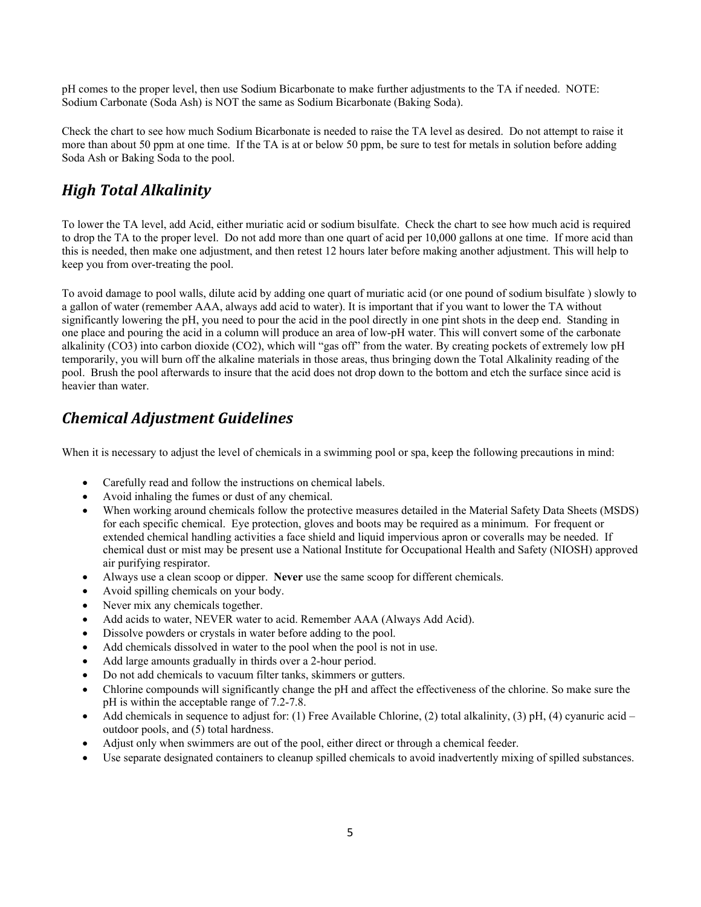pH comes to the proper level, then use Sodium Bicarbonate to make further adjustments to the TA if needed. NOTE: Sodium Carbonate (Soda Ash) is NOT the same as Sodium Bicarbonate (Baking Soda).

Check the chart to see how much Sodium Bicarbonate is needed to raise the TA level as desired. Do not attempt to raise it more than about 50 ppm at one time. If the TA is at or below 50 ppm, be sure to test for metals in solution before adding Soda Ash or Baking Soda to the pool.

## *High Total Alkalinity*

To lower the TA level, add Acid, either muriatic acid or sodium bisulfate. Check the chart to see how much acid is required to drop the TA to the proper level. Do not add more than one quart of acid per 10,000 gallons at one time. If more acid than this is needed, then make one adjustment, and then retest 12 hours later before making another adjustment. This will help to keep you from over-treating the pool.

To avoid damage to pool walls, dilute acid by adding one quart of muriatic acid (or one pound of sodium bisulfate ) slowly to a gallon of water (remember AAA, always add acid to water). It is important that if you want to lower the TA without significantly lowering the pH, you need to pour the acid in the pool directly in one pint shots in the deep end. Standing in one place and pouring the acid in a column will produce an area of low-pH water. This will convert some of the carbonate alkalinity ($CO_3$) into carbon dioxide ($CO_2$), which will "gas off" from the water. By creating pockets of extremely low pH temporarily, you will burn off the alkaline materials in those areas, thus bringing down the Total Alkalinity reading of the pool. Brush the pool afterwards to insure that the acid does not drop down to the bottom and etch the surface since acid is heavier than water.

## *Chemical Adjustment Guidelines*

When it is necessary to adjust the level of chemicals in a swimming pool or spa, keep the following precautions in mind:

- Carefully read and follow the instructions on chemical labels.
- Avoid inhaling the fumes or dust of any chemical.
- When working around chemicals follow the protective measures detailed in the Material Safety Data Sheets (MSDS) for each specific chemical. Eye protection, gloves and boots may be required as a minimum. For frequent or extended chemical handling activities a face shield and liquid impervious apron or coveralls may be needed. If chemical dust or mist may be present use a National Institute for Occupational Health and Safety (NIOSH) approved air purifying respirator.
- Always use a clean scoop or dipper. **Never** use the same scoop for different chemicals.
- Avoid spilling chemicals on your body.
- Never mix any chemicals together.
- Add acids to water, NEVER water to acid. Remember AAA (Always Add Acid).
- Dissolve powders or crystals in water before adding to the pool.
- Add chemicals dissolved in water to the pool when the pool is not in use.
- Add large amounts gradually in thirds over a 2-hour period.
- Do not add chemicals to vacuum filter tanks, skimmers or gutters.
- Chlorine compounds will significantly change the pH and affect the effectiveness of the chlorine. So make sure the pH is within the acceptable range of 7.2-7.8.
- Add chemicals in sequence to adjust for: (1) Free Available Chlorine, (2) total alkalinity, (3) pH, (4) cyanuric acid – outdoor pools, and (5) total hardness.
- Adjust only when swimmers are out of the pool, either direct or through a chemical feeder.
- Use separate designated containers to cleanup spilled chemicals to avoid inadvertently mixing of spilled substances.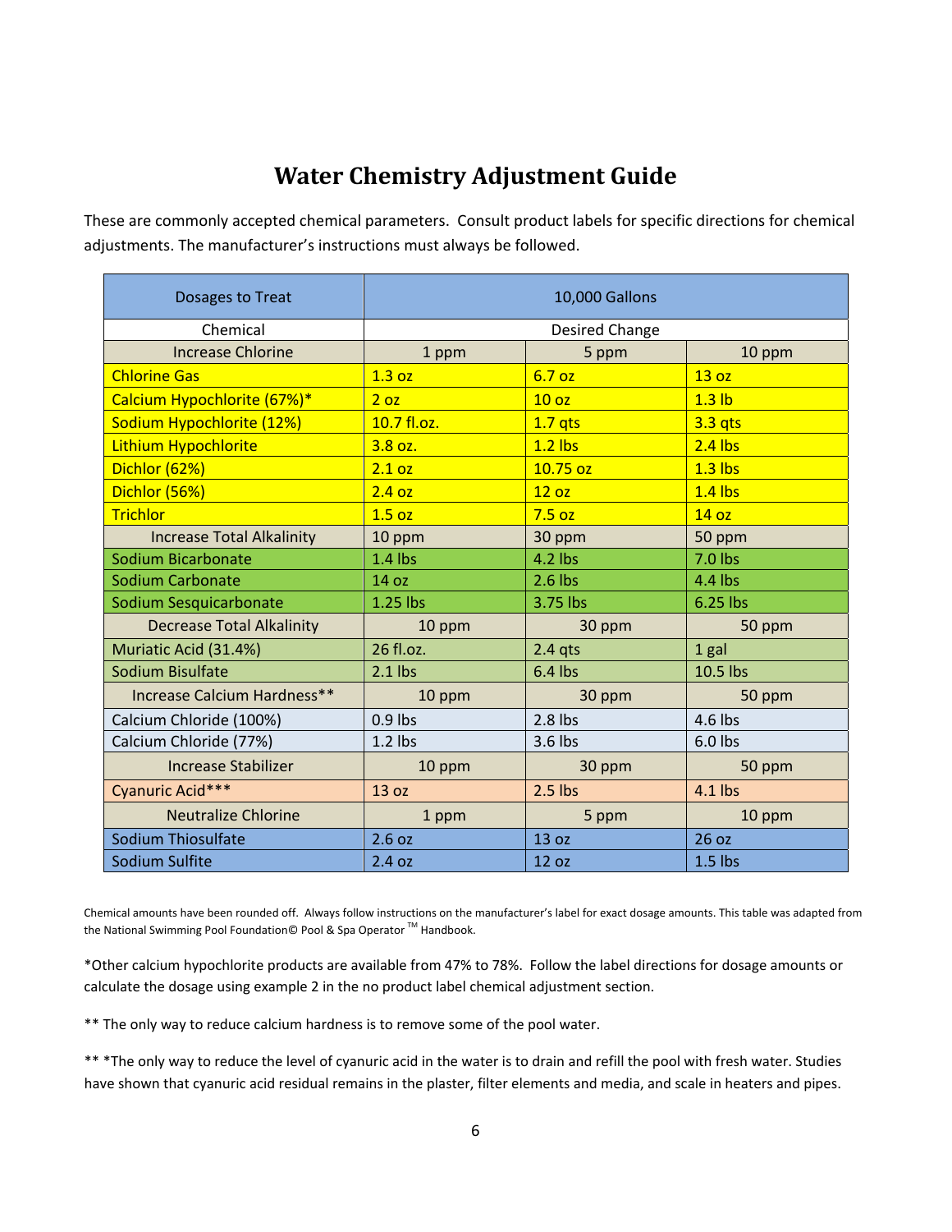# Water Chemistry Adjustment Guide

These are commonly accepted chemical parameters. Consult product labels for specific directions for chemical adjustments. The manufacturer's instructions must always be followed.

| Dosages to Treat | 10,000 Gallons | | |
|---|---|---|---|
| Chemical | Desired Change | | |
| Increase Chlorine | 1 ppm | 5 ppm | 10 ppm |
| Chlorine Gas | 1.3 oz | 6.7 oz | 13 oz |
| Calcium Hypochlorite (67%)* | 2 oz | 10 oz | 1.3 lb |
| Sodium Hypochlorite (12%) | 10.7 fl.oz. | 1.7 qts | 3.3 qts |
| Lithium Hypochlorite | 3.8 oz. | 1.2 lbs | 2.4 lbs |
| Dichlor (62%) | 2.1 oz | 10.75 oz | 1.3 lbs |
| Dichlor (56%) | 2.4 oz | 12 oz | 1.4 lbs |
| Trichlor | 1.5 oz | 7.5 oz | 14 oz |
| Increase Total Alkalinity | 10 ppm | 30 ppm | 50 ppm |
| Sodium Bicarbonate | 1.4 lbs | 4.2 lbs | 7.0 lbs |
| Sodium Carbonate | 14 oz | 2.6 lbs | 4.4 lbs |
| Sodium Sesquicarbonate | 1.25 lbs | 3.75 lbs | 6.25 lbs |
| Decrease Total Alkalinity | 10 ppm | 30 ppm | 50 ppm |
| Muriatic Acid (31.4%) | 26 fl.oz. | 2.4 qts | 1 gal |
| Sodium Bisulfate | 2.1 lbs | 6.4 lbs | 10.5 lbs |
| Increase Calcium Hardness** | 10 ppm | 30 ppm | 50 ppm |
| Calcium Chloride (100%) | 0.9 lbs | 2.8 lbs | 4.6 lbs |
| Calcium Chloride (77%) | 1.2 lbs | 3.6 lbs | 6.0 lbs |
| Increase Stabilizer | 10 ppm | 30 ppm | 50 ppm |
| Cyanuric Acid*** | 13 oz | 2.5 lbs | 4.1 lbs |
| Neutralize Chlorine | 1 ppm | 5 ppm | 10 ppm |
| Sodium Thiosulfate | 2.6 oz | 13 oz | 26 oz |
| Sodium Sulfite | 2.4 oz | 12 oz | 1.5 lbs |

Chemical amounts have been rounded off. Always follow instructions on the manufacturer's label for exact dosage amounts. This table was adapted from the National Swimming Pool Foundation© Pool & Spa Operator ™ Handbook.

*Other calcium hypochlorite products are available from 47% to 78%. Follow the label directions for dosage amounts or calculate the dosage using example 2 in the no product label chemical adjustment section.

** The only way to reduce calcium hardness is to remove some of the pool water.

** *The only way to reduce the level of cyanuric acid in the water is to drain and refill the pool with fresh water. Studies have shown that cyanuric acid residual remains in the plaster, filter elements and media, and scale in heaters and pipes.